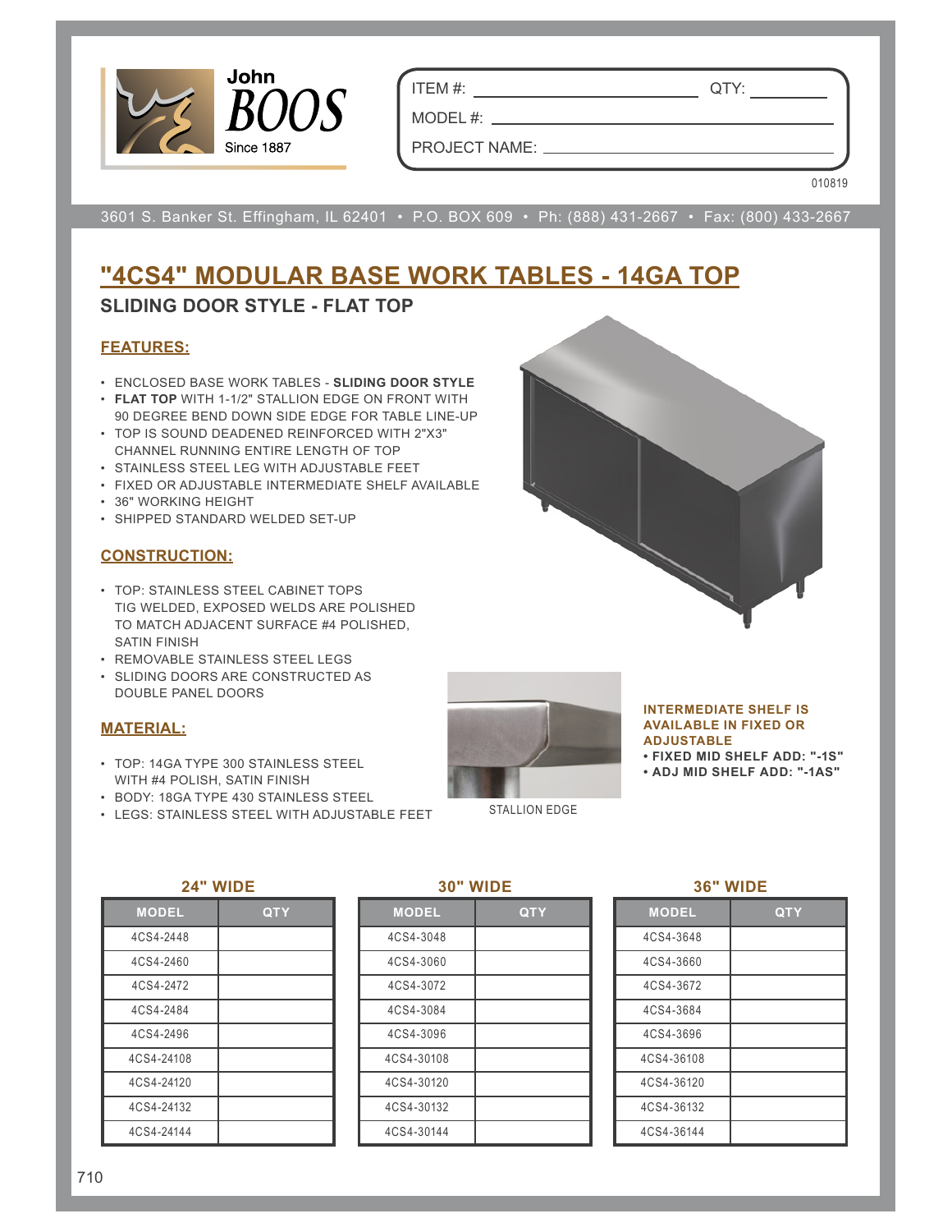John BOOS
Since 1887

ITEM #: ______________________ QTY: __________

MODEL #: ______________________________

PROJECT NAME: __________________________

010819

3601 S. Banker St. Effingham, IL 62401 • P.O. BOX 609 • Ph: (888) 431-2667 • Fax: (800) 433-2667

# "4CS4" MODULAR BASE WORK TABLES - 14GA TOP

## SLIDING DOOR STYLE - FLAT TOP

### FEATURES:

- ENCLOSED BASE WORK TABLES - **SLIDING DOOR STYLE**
- **FLAT TOP** WITH 1-1/2" STALLION EDGE ON FRONT WITH 90 DEGREE BEND DOWN SIDE EDGE FOR TABLE LINE-UP
- TOP IS SOUND DEADENED REINFORCED WITH 2"X3" CHANNEL RUNNING ENTIRE LENGTH OF TOP
- STAINLESS STEEL LEG WITH ADJUSTABLE FEET
- FIXED OR ADJUSTABLE INTERMEDIATE SHELF AVAILABLE
- 36" WORKING HEIGHT
- SHIPPED STANDARD WELDED SET-UP

### CONSTRUCTION:

- TOP: STAINLESS STEEL CABINET TOPS TIG WELDED, EXPOSED WELDS ARE POLISHED TO MATCH ADJACENT SURFACE #4 POLISHED, SATIN FINISH
- REMOVABLE STAINLESS STEEL LEGS
- SLIDING DOORS ARE CONSTRUCTED AS DOUBLE PANEL DOORS

### MATERIAL:

- TOP: 14GA TYPE 300 STAINLESS STEEL WITH #4 POLISH, SATIN FINISH
- BODY: 18GA TYPE 430 STAINLESS STEEL
- LEGS: STAINLESS STEEL WITH ADJUSTABLE FEET

STALLION EDGE

**INTERMEDIATE SHELF IS AVAILABLE IN FIXED OR ADJUSTABLE**
- **FIXED MID SHELF ADD: "-1S"**
- **ADJ MID SHELF ADD: "-1AS"**

**24" WIDE**

| MODEL | QTY |
|---|---|
| 4CS4-2448 | |
| 4CS4-2460 | |
| 4CS4-2472 | |
| 4CS4-2484 | |
| 4CS4-2496 | |
| 4CS4-24108 | |
| 4CS4-24120 | |
| 4CS4-24132 | |
| 4CS4-24144 | |

**30" WIDE**

| MODEL | QTY |
|---|---|
| 4CS4-3048 | |
| 4CS4-3060 | |
| 4CS4-3072 | |
| 4CS4-3084 | |
| 4CS4-3096 | |
| 4CS4-30108 | |
| 4CS4-30120 | |
| 4CS4-30132 | |
| 4CS4-30144 | |

**36" WIDE**

| MODEL | QTY |
|---|---|
| 4CS4-3648 | |
| 4CS4-3660 | |
| 4CS4-3672 | |
| 4CS4-3684 | |
| 4CS4-3696 | |
| 4CS4-36108 | |
| 4CS4-36120 | |
| 4CS4-36132 | |
| 4CS4-36144 | |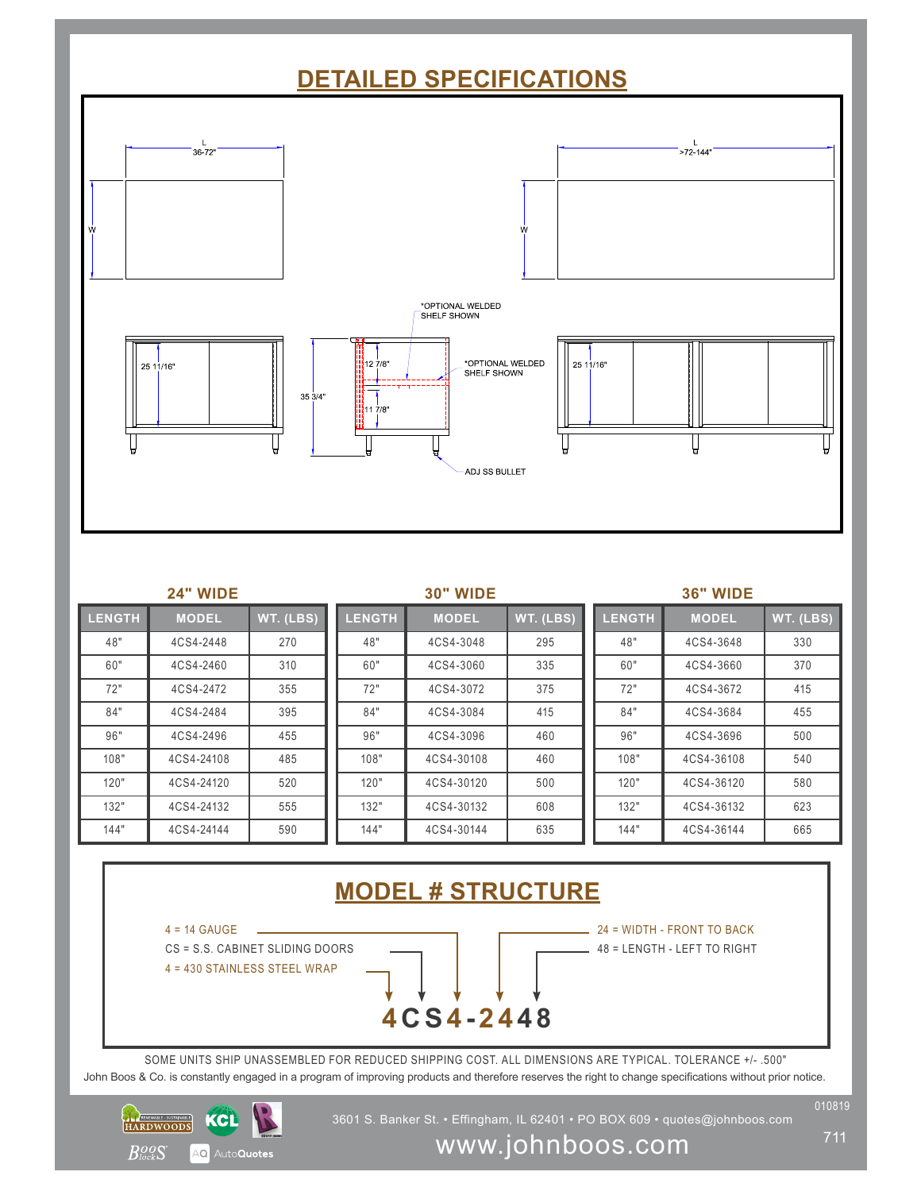## DETAILED SPECIFICATIONS

L
36-72"

W

L
>72-144"

W

*OPTIONAL WELDED SHELF SHOWN

25 11/16"

35 3/4"

12 7/8"

11 7/8"

*OPTIONAL WELDED SHELF SHOWN

25 11/16"

ADJ SS BULLET

### 24" WIDE

| LENGTH | MODEL | WT. (LBS) |
|---|---|---|
| 48" | 4CS4-2448 | 270 |
| 60" | 4CS4-2460 | 310 |
| 72" | 4CS4-2472 | 355 |
| 84" | 4CS4-2484 | 395 |
| 96" | 4CS4-2496 | 455 |
| 108" | 4CS4-24108 | 485 |
| 120" | 4CS4-24120 | 520 |
| 132" | 4CS4-24132 | 555 |
| 144" | 4CS4-24144 | 590 |

### 30" WIDE

| LENGTH | MODEL | WT. (LBS) |
|---|---|---|
| 48" | 4CS4-3048 | 295 |
| 60" | 4CS4-3060 | 335 |
| 72" | 4CS4-3072 | 375 |
| 84" | 4CS4-3084 | 415 |
| 96" | 4CS4-3096 | 460 |
| 108" | 4CS4-30108 | 460 |
| 120" | 4CS4-30120 | 500 |
| 132" | 4CS4-30132 | 608 |
| 144" | 4CS4-30144 | 635 |

### 36" WIDE

| LENGTH | MODEL | WT. (LBS) |
|---|---|---|
| 48" | 4CS4-3648 | 330 |
| 60" | 4CS4-3660 | 370 |
| 72" | 4CS4-3672 | 415 |
| 84" | 4CS4-3684 | 455 |
| 96" | 4CS4-3696 | 500 |
| 108" | 4CS4-36108 | 540 |
| 120" | 4CS4-36120 | 580 |
| 132" | 4CS4-36132 | 623 |
| 144" | 4CS4-36144 | 665 |

## MODEL # STRUCTURE

4 = 14 GAUGE
CS = S.S. CABINET SLIDING DOORS
4 = 430 STAINLESS STEEL WRAP

24 = WIDTH - FRONT TO BACK
48 = LENGTH - LEFT TO RIGHT

**4CS4-2448**

SOME UNITS SHIP UNASSEMBLED FOR REDUCED SHIPPING COST. ALL DIMENSIONS ARE TYPICAL. TOLERANCE +/- .500"

John Boos & Co. is constantly engaged in a program of improving products and therefore reserves the right to change specifications without prior notice.

3601 S. Banker St. • Effingham, IL 62401 • PO BOX 609 • quotes@johnboos.com

www.johnboos.com

010819